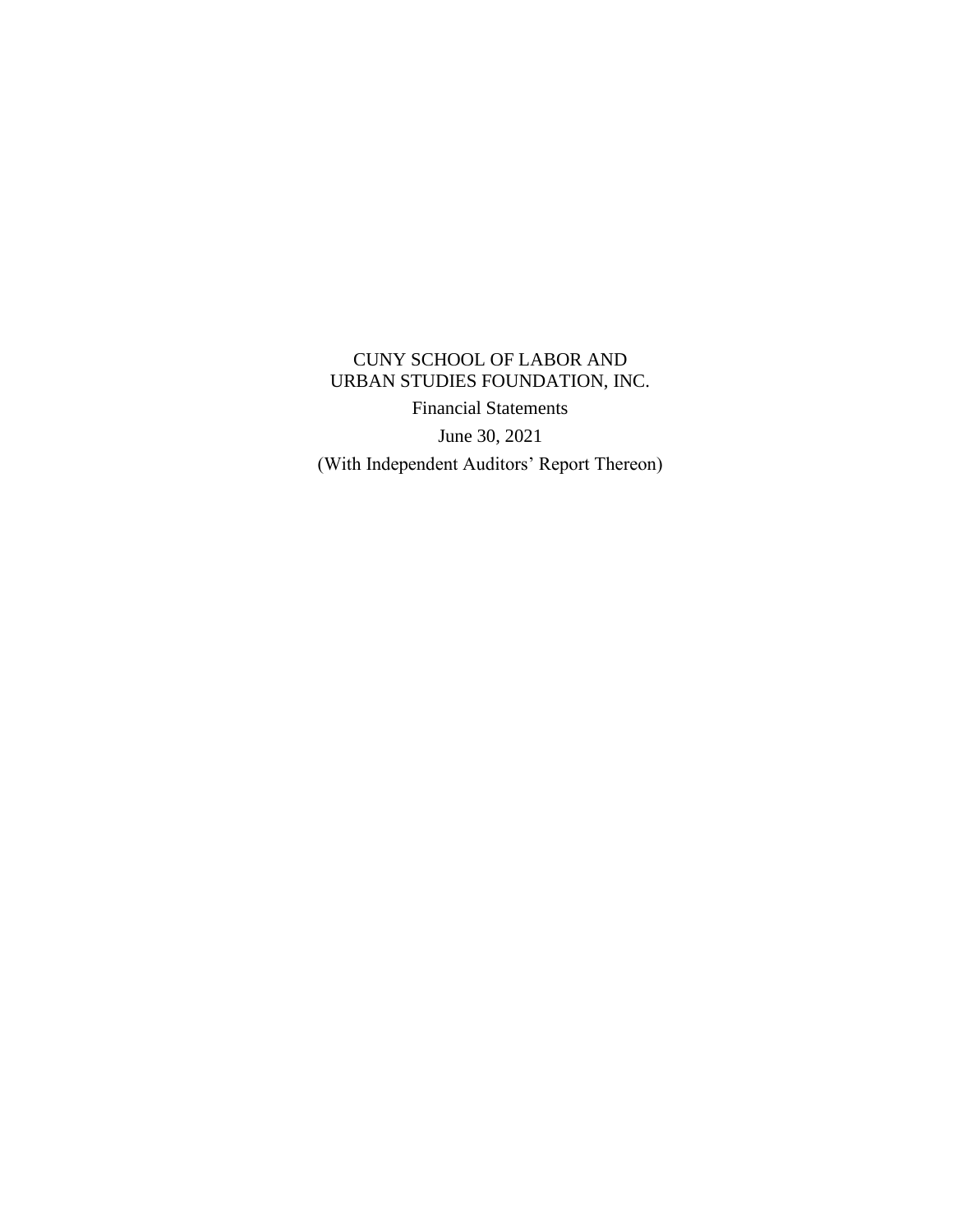# CUNY SCHOOL OF LABOR AND URBAN STUDIES FOUNDATION, INC.

Financial Statements

June 30, 2021

(With Independent Auditors' Report Thereon)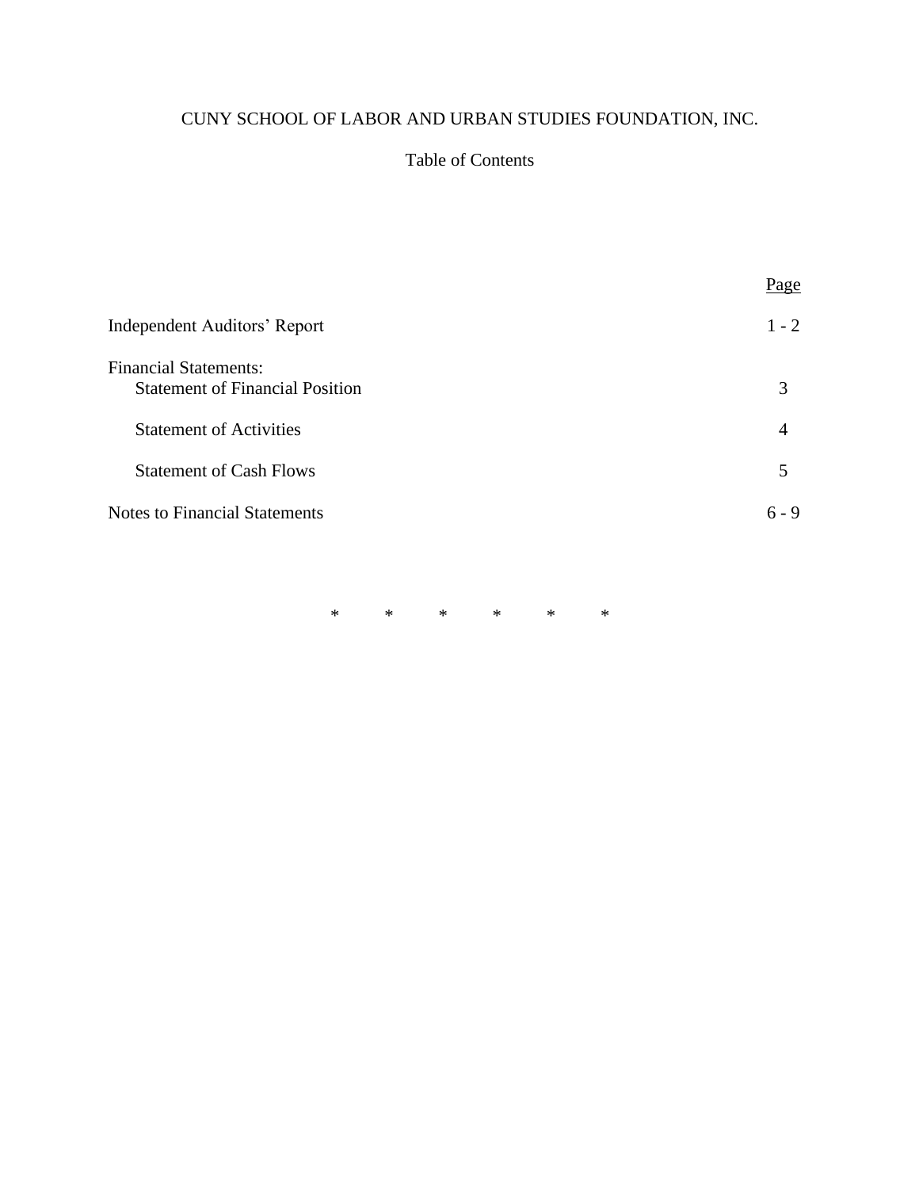CUNY SCHOOL OF LABOR AND URBAN STUDIES FOUNDATION, INC.

Table of Contents

| | Page |
|---|---|
| Independent Auditors' Report | 1 - 2 |
| Financial Statements: | |
| Statement of Financial Position | 3 |
| Statement of Activities | 4 |
| Statement of Cash Flows | 5 |
| Notes to Financial Statements | 6 - 9 |

\*   \*   \*   \*   \*   \*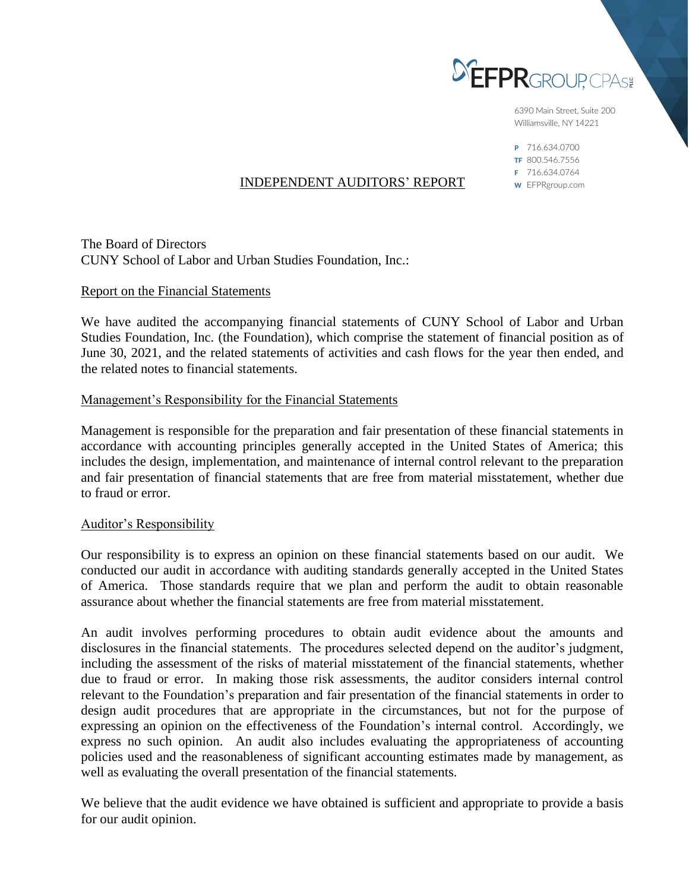EFPR GROUP, CPAs PLLC

6390 Main Street, Suite 200
Williamsville, NY 14221

P 716.634.0700
TF 800.546.7556
F 716.634.0764
W EFPRgroup.com

## INDEPENDENT AUDITORS' REPORT

The Board of Directors
CUNY School of Labor and Urban Studies Foundation, Inc.:

### Report on the Financial Statements

We have audited the accompanying financial statements of CUNY School of Labor and Urban Studies Foundation, Inc. (the Foundation), which comprise the statement of financial position as of June 30, 2021, and the related statements of activities and cash flows for the year then ended, and the related notes to financial statements.

### Management's Responsibility for the Financial Statements

Management is responsible for the preparation and fair presentation of these financial statements in accordance with accounting principles generally accepted in the United States of America; this includes the design, implementation, and maintenance of internal control relevant to the preparation and fair presentation of financial statements that are free from material misstatement, whether due to fraud or error.

### Auditor's Responsibility

Our responsibility is to express an opinion on these financial statements based on our audit. We conducted our audit in accordance with auditing standards generally accepted in the United States of America. Those standards require that we plan and perform the audit to obtain reasonable assurance about whether the financial statements are free from material misstatement.

An audit involves performing procedures to obtain audit evidence about the amounts and disclosures in the financial statements. The procedures selected depend on the auditor's judgment, including the assessment of the risks of material misstatement of the financial statements, whether due to fraud or error. In making those risk assessments, the auditor considers internal control relevant to the Foundation's preparation and fair presentation of the financial statements in order to design audit procedures that are appropriate in the circumstances, but not for the purpose of expressing an opinion on the effectiveness of the Foundation's internal control. Accordingly, we express no such opinion. An audit also includes evaluating the appropriateness of accounting policies used and the reasonableness of significant accounting estimates made by management, as well as evaluating the overall presentation of the financial statements.

We believe that the audit evidence we have obtained is sufficient and appropriate to provide a basis for our audit opinion.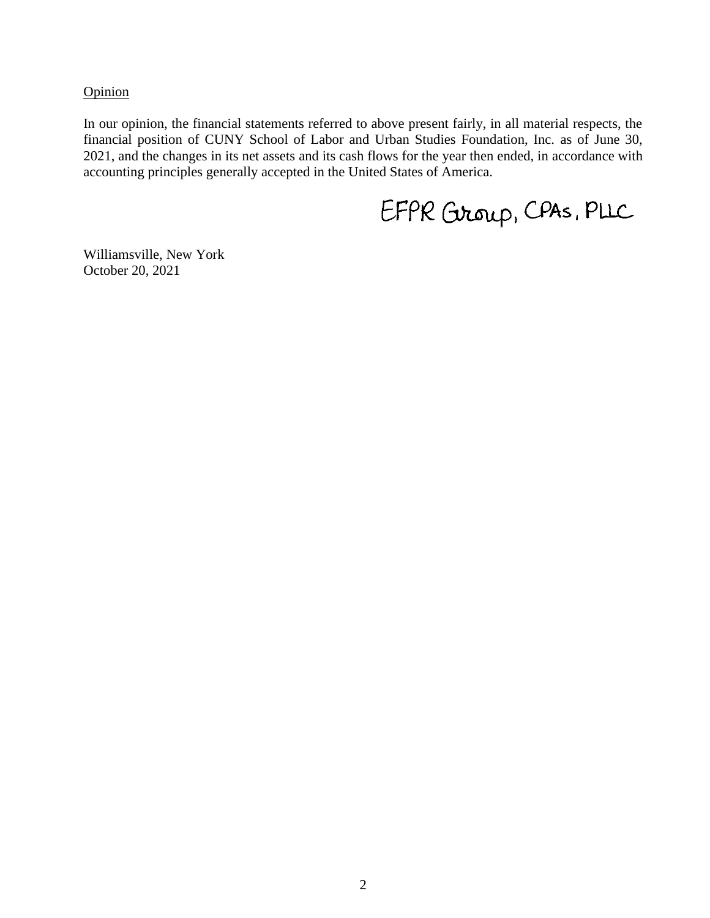Opinion

In our opinion, the financial statements referred to above present fairly, in all material respects, the financial position of CUNY School of Labor and Urban Studies Foundation, Inc. as of June 30, 2021, and the changes in its net assets and its cash flows for the year then ended, in accordance with accounting principles generally accepted in the United States of America.

EFPR Group, CPAs, PLLC

Williamsville, New York
October 20, 2021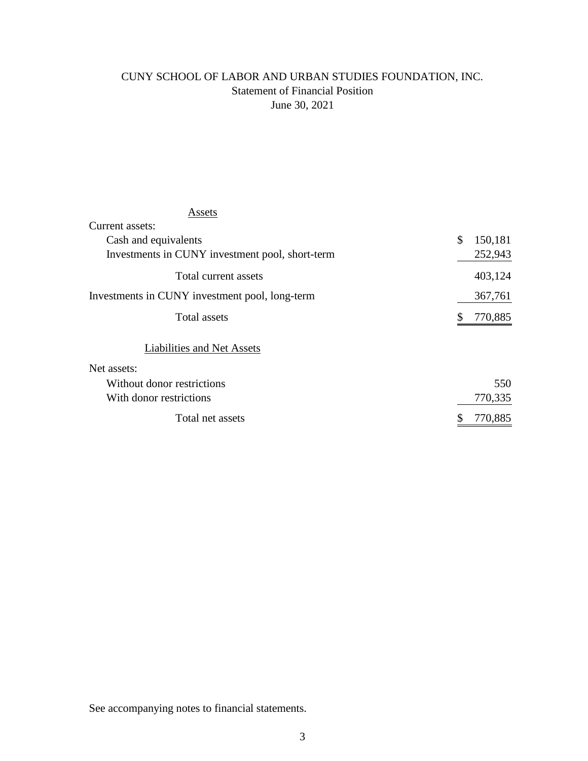# CUNY SCHOOL OF LABOR AND URBAN STUDIES FOUNDATION, INC.

## Statement of Financial Position

### June 30, 2021

| | |
|---|---|
| Assets | |
| Current assets: | |
| Cash and equivalents | $ 150,181 |
| Investments in CUNY investment pool, short-term | 252,943 |
| Total current assets | 403,124 |
| Investments in CUNY investment pool, long-term | 367,761 |
| Total assets | $ 770,885 |
| Liabilities and Net Assets | |
| Net assets: | |
| Without donor restrictions | 550 |
| With donor restrictions | 770,335 |
| Total net assets | $ 770,885 |

See accompanying notes to financial statements.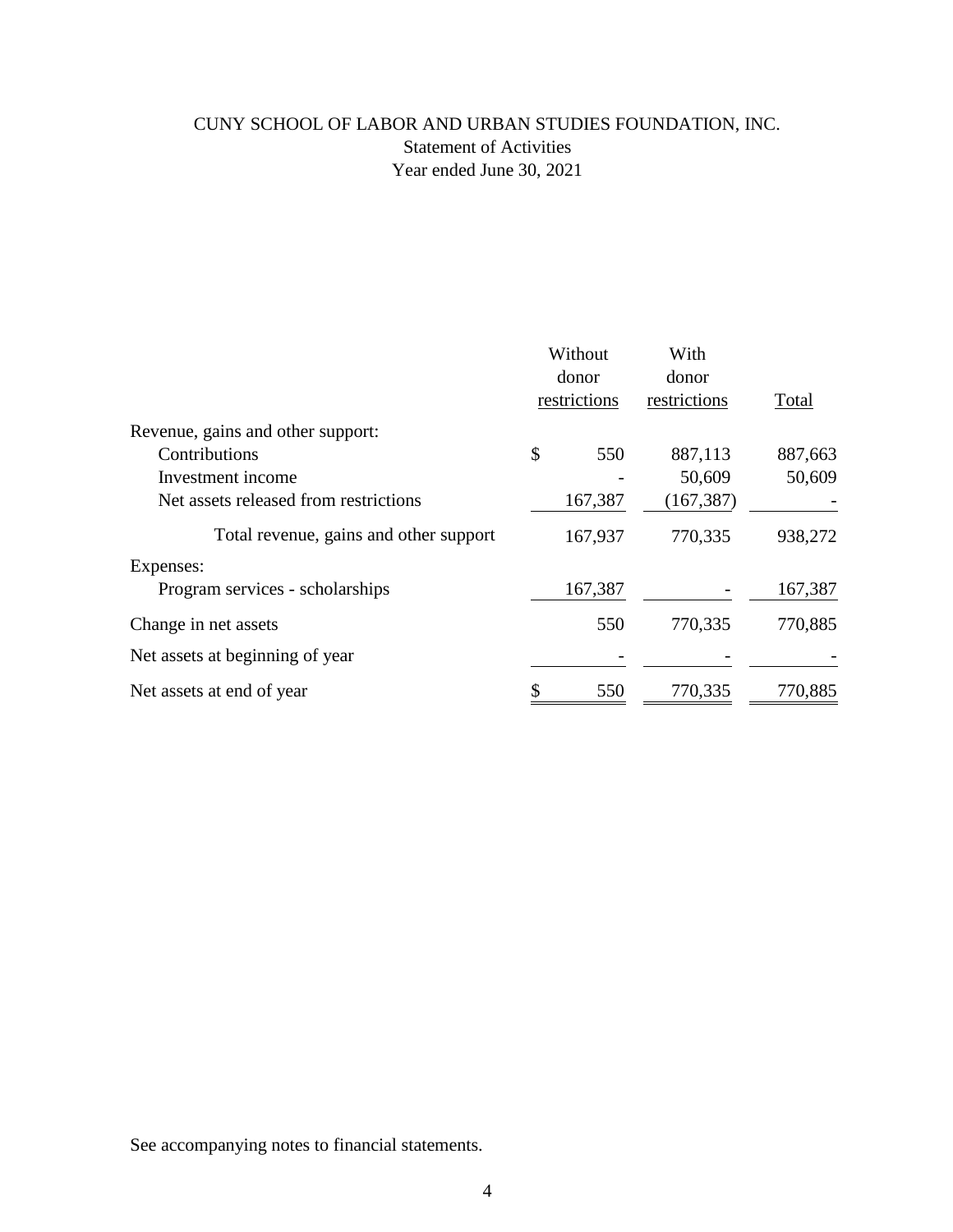# CUNY SCHOOL OF LABOR AND URBAN STUDIES FOUNDATION, INC.

## Statement of Activities

### Year ended June 30, 2021

| | Without donor restrictions | With donor restrictions | Total |
|---|---|---|---|
| Revenue, gains and other support: | | | |
| Contributions | $ 550 | 887,113 | 887,663 |
| Investment income | - | 50,609 | 50,609 |
| Net assets released from restrictions | 167,387 | (167,387) | - |
| Total revenue, gains and other support | 167,937 | 770,335 | 938,272 |
| Expenses: | | | |
| Program services - scholarships | 167,387 | - | 167,387 |
| Change in net assets | 550 | 770,335 | 770,885 |
| Net assets at beginning of year | - | - | - |
| Net assets at end of year | $ 550 | 770,335 | 770,885 |

See accompanying notes to financial statements.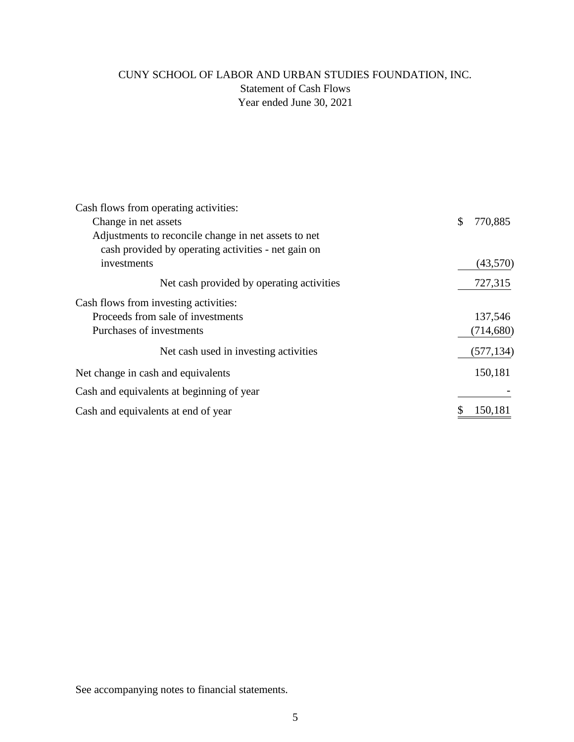# CUNY SCHOOL OF LABOR AND URBAN STUDIES FOUNDATION, INC.

## Statement of Cash Flows

### Year ended June 30, 2021

| | |
|---|---|
| Cash flows from operating activities: | |
| Change in net assets | $ 770,885 |
| Adjustments to reconcile change in net assets to net cash provided by operating activities - net gain on investments | (43,570) |
| Net cash provided by operating activities | 727,315 |
| Cash flows from investing activities: | |
| Proceeds from sale of investments | 137,546 |
| Purchases of investments | (714,680) |
| Net cash used in investing activities | (577,134) |
| Net change in cash and equivalents | 150,181 |
| Cash and equivalents at beginning of year | - |
| Cash and equivalents at end of year | $ 150,181 |

See accompanying notes to financial statements.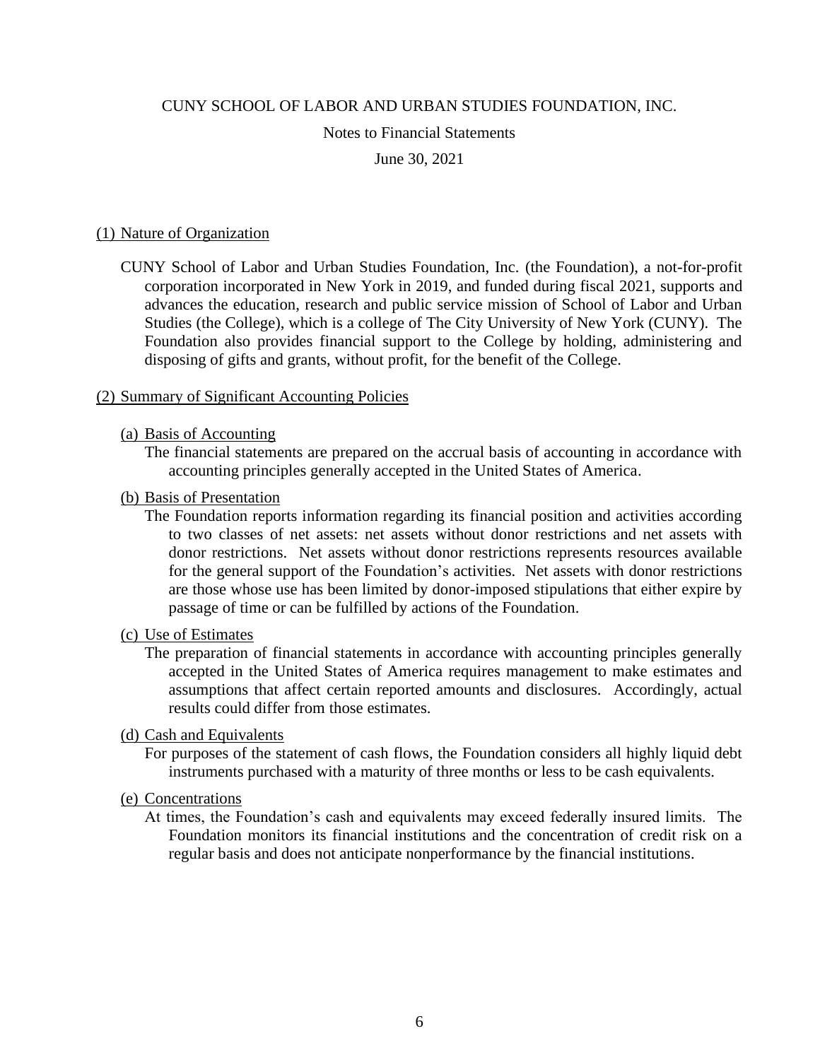CUNY SCHOOL OF LABOR AND URBAN STUDIES FOUNDATION, INC.

Notes to Financial Statements

June 30, 2021

## (1) Nature of Organization

CUNY School of Labor and Urban Studies Foundation, Inc. (the Foundation), a not-for-profit corporation incorporated in New York in 2019, and funded during fiscal 2021, supports and advances the education, research and public service mission of School of Labor and Urban Studies (the College), which is a college of The City University of New York (CUNY). The Foundation also provides financial support to the College by holding, administering and disposing of gifts and grants, without profit, for the benefit of the College.

## (2) Summary of Significant Accounting Policies

### (a) Basis of Accounting

The financial statements are prepared on the accrual basis of accounting in accordance with accounting principles generally accepted in the United States of America.

### (b) Basis of Presentation

The Foundation reports information regarding its financial position and activities according to two classes of net assets: net assets without donor restrictions and net assets with donor restrictions. Net assets without donor restrictions represents resources available for the general support of the Foundation's activities. Net assets with donor restrictions are those whose use has been limited by donor-imposed stipulations that either expire by passage of time or can be fulfilled by actions of the Foundation.

### (c) Use of Estimates

The preparation of financial statements in accordance with accounting principles generally accepted in the United States of America requires management to make estimates and assumptions that affect certain reported amounts and disclosures. Accordingly, actual results could differ from those estimates.

### (d) Cash and Equivalents

For purposes of the statement of cash flows, the Foundation considers all highly liquid debt instruments purchased with a maturity of three months or less to be cash equivalents.

### (e) Concentrations

At times, the Foundation's cash and equivalents may exceed federally insured limits. The Foundation monitors its financial institutions and the concentration of credit risk on a regular basis and does not anticipate nonperformance by the financial institutions.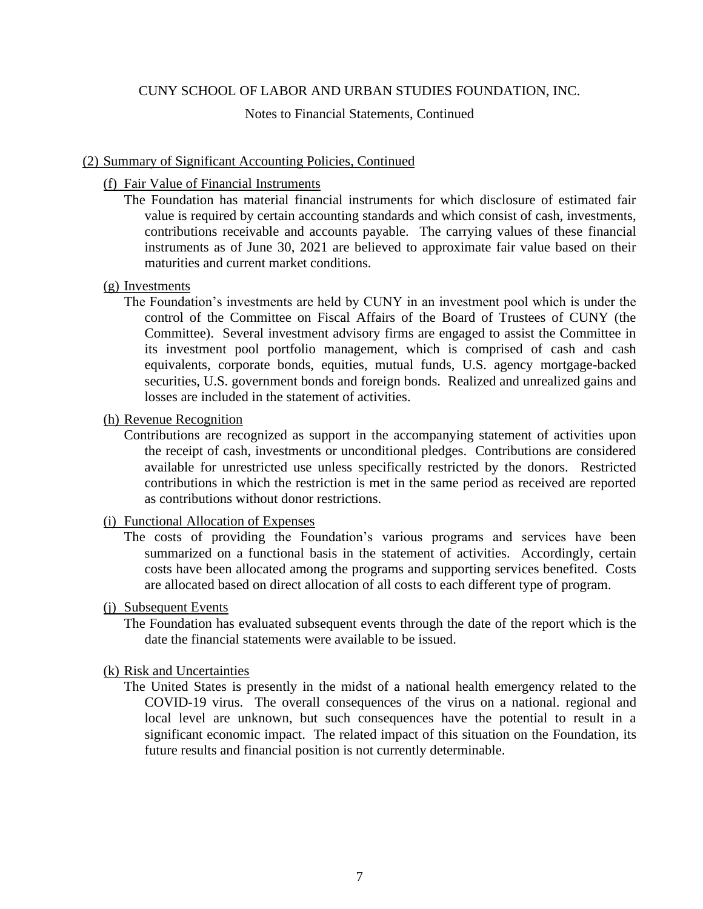CUNY SCHOOL OF LABOR AND URBAN STUDIES FOUNDATION, INC.

Notes to Financial Statements, Continued

## (2) Summary of Significant Accounting Policies, Continued

### (f) Fair Value of Financial Instruments

The Foundation has material financial instruments for which disclosure of estimated fair value is required by certain accounting standards and which consist of cash, investments, contributions receivable and accounts payable. The carrying values of these financial instruments as of June 30, 2021 are believed to approximate fair value based on their maturities and current market conditions.

### (g) Investments

The Foundation's investments are held by CUNY in an investment pool which is under the control of the Committee on Fiscal Affairs of the Board of Trustees of CUNY (the Committee). Several investment advisory firms are engaged to assist the Committee in its investment pool portfolio management, which is comprised of cash and cash equivalents, corporate bonds, equities, mutual funds, U.S. agency mortgage-backed securities, U.S. government bonds and foreign bonds. Realized and unrealized gains and losses are included in the statement of activities.

### (h) Revenue Recognition

Contributions are recognized as support in the accompanying statement of activities upon the receipt of cash, investments or unconditional pledges. Contributions are considered available for unrestricted use unless specifically restricted by the donors. Restricted contributions in which the restriction is met in the same period as received are reported as contributions without donor restrictions.

### (i) Functional Allocation of Expenses

The costs of providing the Foundation's various programs and services have been summarized on a functional basis in the statement of activities. Accordingly, certain costs have been allocated among the programs and supporting services benefited. Costs are allocated based on direct allocation of all costs to each different type of program.

### (j) Subsequent Events

The Foundation has evaluated subsequent events through the date of the report which is the date the financial statements were available to be issued.

### (k) Risk and Uncertainties

The United States is presently in the midst of a national health emergency related to the COVID-19 virus. The overall consequences of the virus on a national. regional and local level are unknown, but such consequences have the potential to result in a significant economic impact. The related impact of this situation on the Foundation, its future results and financial position is not currently determinable.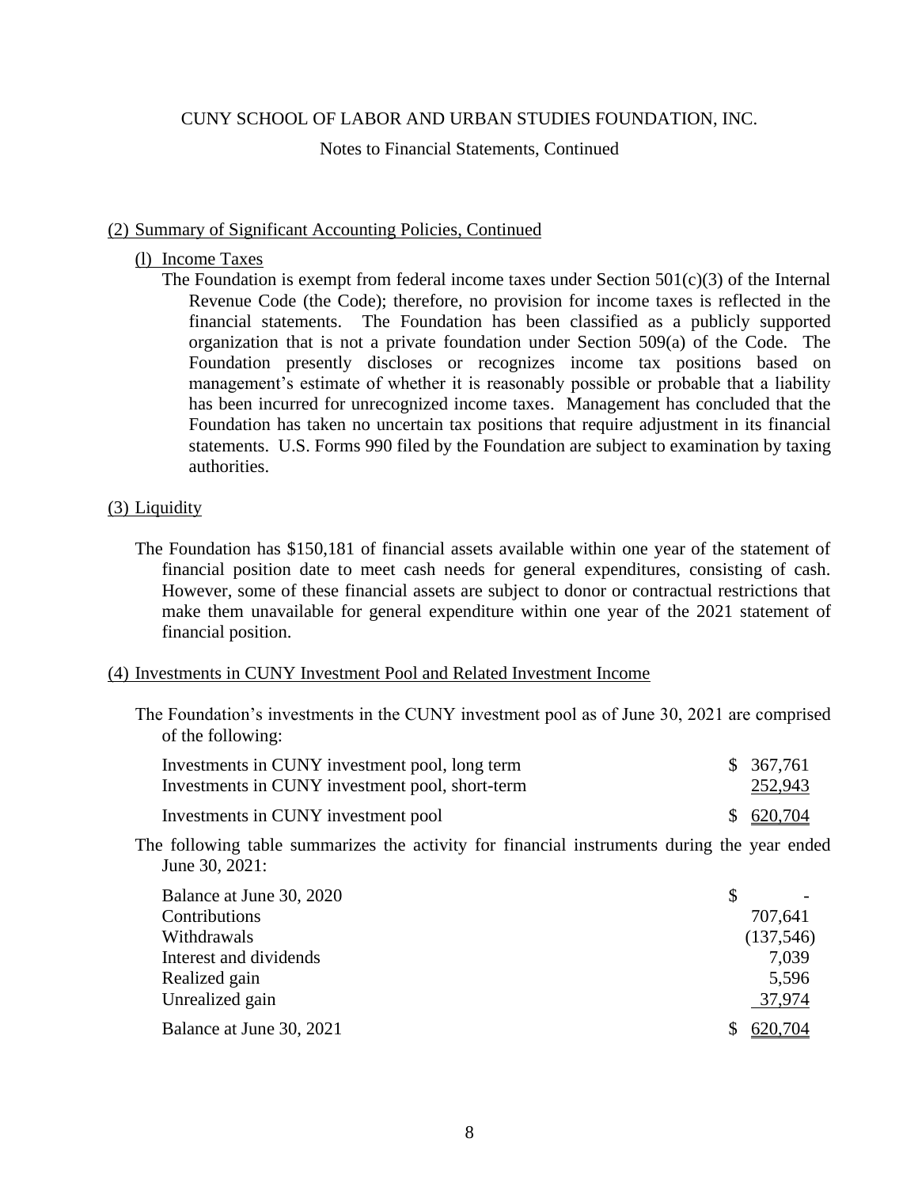CUNY SCHOOL OF LABOR AND URBAN STUDIES FOUNDATION, INC.

Notes to Financial Statements, Continued

## (2) Summary of Significant Accounting Policies, Continued

### (l) Income Taxes

The Foundation is exempt from federal income taxes under Section 501(c)(3) of the Internal Revenue Code (the Code); therefore, no provision for income taxes is reflected in the financial statements. The Foundation has been classified as a publicly supported organization that is not a private foundation under Section 509(a) of the Code. The Foundation presently discloses or recognizes income tax positions based on management's estimate of whether it is reasonably possible or probable that a liability has been incurred for unrecognized income taxes. Management has concluded that the Foundation has taken no uncertain tax positions that require adjustment in its financial statements. U.S. Forms 990 filed by the Foundation are subject to examination by taxing authorities.

## (3) Liquidity

The Foundation has $150,181 of financial assets available within one year of the statement of financial position date to meet cash needs for general expenditures, consisting of cash. However, some of these financial assets are subject to donor or contractual restrictions that make them unavailable for general expenditure within one year of the 2021 statement of financial position.

## (4) Investments in CUNY Investment Pool and Related Investment Income

The Foundation's investments in the CUNY investment pool as of June 30, 2021 are comprised of the following:

| | |
|---|---|
| Investments in CUNY investment pool, long term | $ 367,761 |
| Investments in CUNY investment pool, short-term | 252,943 |
| Investments in CUNY investment pool | $ 620,704 |

The following table summarizes the activity for financial instruments during the year ended June 30, 2021:

| | |
|---|---|
| Balance at June 30, 2020 | $ - |
| Contributions | 707,641 |
| Withdrawals | (137,546) |
| Interest and dividends | 7,039 |
| Realized gain | 5,596 |
| Unrealized gain | 37,974 |
| Balance at June 30, 2021 | $ 620,704 |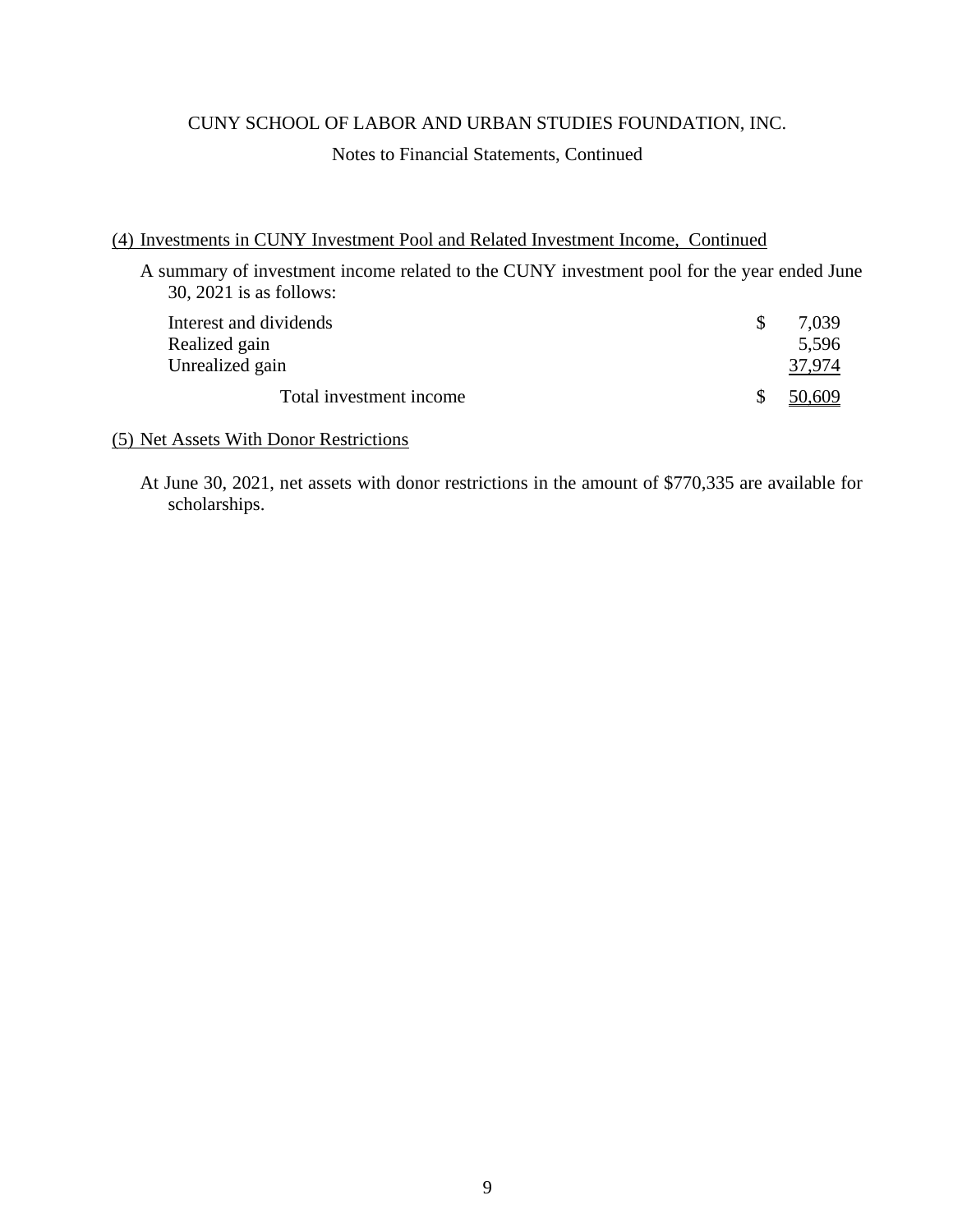CUNY SCHOOL OF LABOR AND URBAN STUDIES FOUNDATION, INC.

Notes to Financial Statements, Continued

## (4) Investments in CUNY Investment Pool and Related Investment Income, Continued

A summary of investment income related to the CUNY investment pool for the year ended June 30, 2021 is as follows:

| | | |
|---|---|---|
| Interest and dividends | $ | 7,039 |
| Realized gain | | 5,596 |
| Unrealized gain | | 37,974 |
| Total investment income | $ | 50,609 |

## (5) Net Assets With Donor Restrictions

At June 30, 2021, net assets with donor restrictions in the amount of $770,335 are available for scholarships.